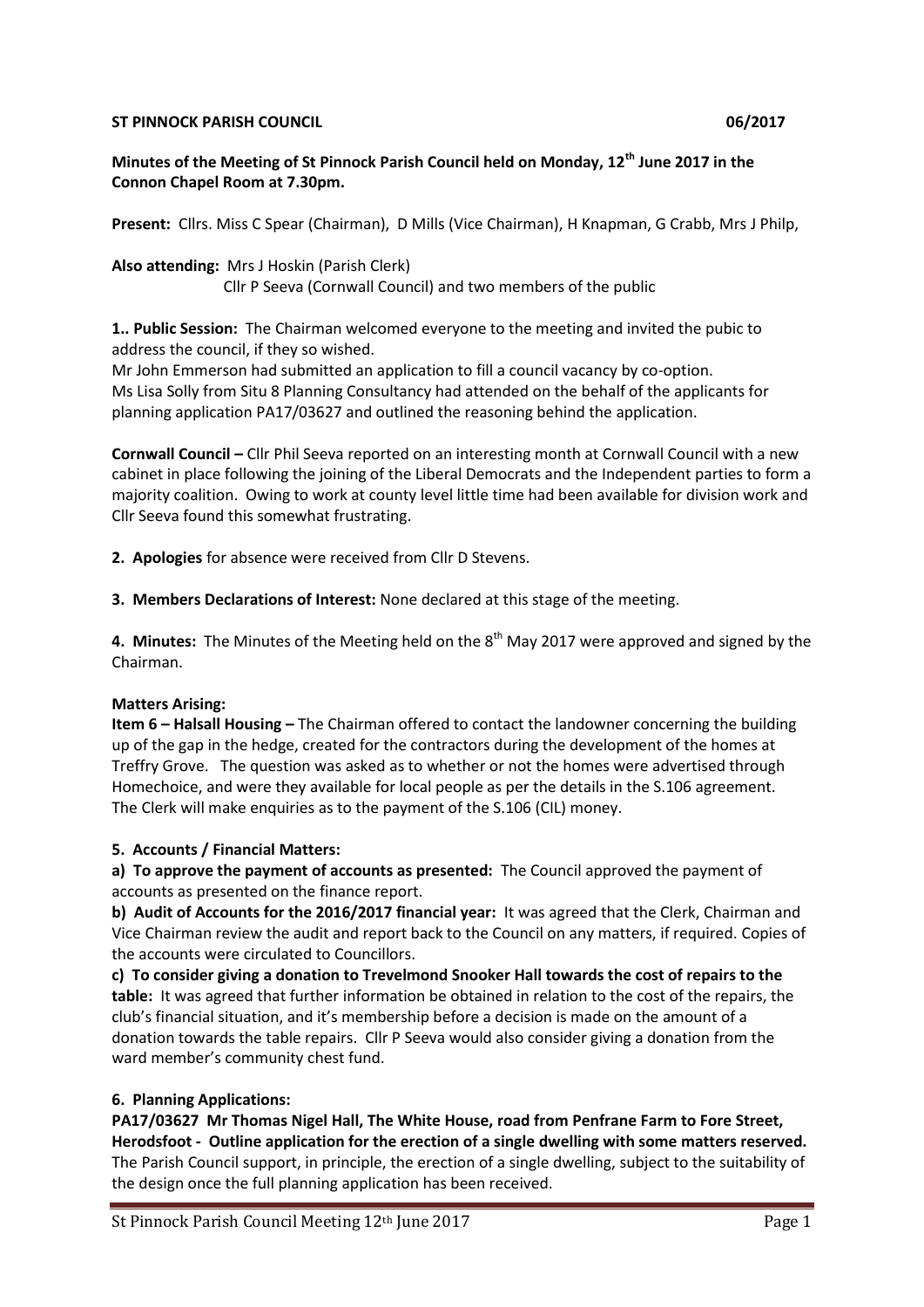**ST PINNOCK PARISH COUNCIL 06/2017**

**Minutes of the Meeting of St Pinnock Parish Council held on Monday, 12th June 2017 in the Connon Chapel Room at 7.30pm.**

**Present:** Cllrs. Miss C Spear (Chairman), D Mills (Vice Chairman), H Knapman, G Crabb, Mrs J Philp,

**Also attending:** Mrs J Hoskin (Parish Clerk)
Cllr P Seeva (Cornwall Council) and two members of the public

**1.. Public Session:** The Chairman welcomed everyone to the meeting and invited the pubic to address the council, if they so wished.
Mr John Emmerson had submitted an application to fill a council vacancy by co-option.
Ms Lisa Solly from Situ 8 Planning Consultancy had attended on the behalf of the applicants for planning application PA17/03627 and outlined the reasoning behind the application.

**Cornwall Council –** Cllr Phil Seeva reported on an interesting month at Cornwall Council with a new cabinet in place following the joining of the Liberal Democrats and the Independent parties to form a majority coalition. Owing to work at county level little time had been available for division work and Cllr Seeva found this somewhat frustrating.

**2. Apologies** for absence were received from Cllr D Stevens.

**3. Members Declarations of Interest:** None declared at this stage of the meeting.

**4. Minutes:** The Minutes of the Meeting held on the 8th May 2017 were approved and signed by the Chairman.

**Matters Arising:**
**Item 6 – Halsall Housing –** The Chairman offered to contact the landowner concerning the building up of the gap in the hedge, created for the contractors during the development of the homes at Treffry Grove. The question was asked as to whether or not the homes were advertised through Homechoice, and were they available for local people as per the details in the S.106 agreement. The Clerk will make enquiries as to the payment of the S.106 (CIL) money.

**5. Accounts / Financial Matters:**
**a) To approve the payment of accounts as presented:** The Council approved the payment of accounts as presented on the finance report.
**b) Audit of Accounts for the 2016/2017 financial year:** It was agreed that the Clerk, Chairman and Vice Chairman review the audit and report back to the Council on any matters, if required. Copies of the accounts were circulated to Councillors.
**c) To consider giving a donation to Trevelmond Snooker Hall towards the cost of repairs to the table:** It was agreed that further information be obtained in relation to the cost of the repairs, the club's financial situation, and it's membership before a decision is made on the amount of a donation towards the table repairs. Cllr P Seeva would also consider giving a donation from the ward member's community chest fund.

**6. Planning Applications:**
**PA17/03627 Mr Thomas Nigel Hall, The White House, road from Penfrane Farm to Fore Street, Herodsfoot - Outline application for the erection of a single dwelling with some matters reserved.** The Parish Council support, in principle, the erection of a single dwelling, subject to the suitability of the design once the full planning application has been received.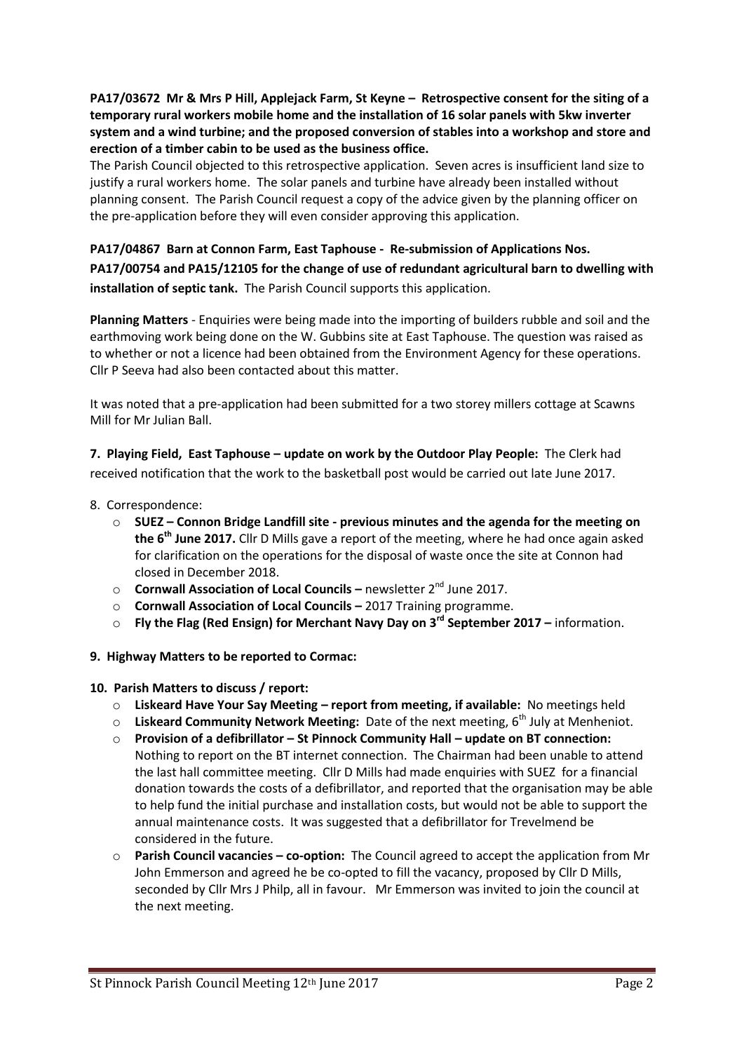**PA17/03672 Mr & Mrs P Hill, Applejack Farm, St Keyne – Retrospective consent for the siting of a temporary rural workers mobile home and the installation of 16 solar panels with 5kw inverter system and a wind turbine; and the proposed conversion of stables into a workshop and store and erection of a timber cabin to be used as the business office.**
The Parish Council objected to this retrospective application. Seven acres is insufficient land size to justify a rural workers home. The solar panels and turbine have already been installed without planning consent. The Parish Council request a copy of the advice given by the planning officer on the pre-application before they will even consider approving this application.

**PA17/04867 Barn at Connon Farm, East Taphouse - Re-submission of Applications Nos. PA17/00754 and PA15/12105 for the change of use of redundant agricultural barn to dwelling with installation of septic tank.** The Parish Council supports this application.

**Planning Matters** - Enquiries were being made into the importing of builders rubble and soil and the earthmoving work being done on the W. Gubbins site at East Taphouse. The question was raised as to whether or not a licence had been obtained from the Environment Agency for these operations. Cllr P Seeva had also been contacted about this matter.

It was noted that a pre-application had been submitted for a two storey millers cottage at Scawns Mill for Mr Julian Ball.

**7. Playing Field, East Taphouse – update on work by the Outdoor Play People:** The Clerk had received notification that the work to the basketball post would be carried out late June 2017.

8. Correspondence:

- **SUEZ – Connon Bridge Landfill site - previous minutes and the agenda for the meeting on the 6th June 2017.** Cllr D Mills gave a report of the meeting, where he had once again asked for clarification on the operations for the disposal of waste once the site at Connon had closed in December 2018.
- **Cornwall Association of Local Councils –** newsletter 2nd June 2017.
- **Cornwall Association of Local Councils –** 2017 Training programme.
- **Fly the Flag (Red Ensign) for Merchant Navy Day on 3rd September 2017 –** information.

**9. Highway Matters to be reported to Cormac:**

**10. Parish Matters to discuss / report:**

- **Liskeard Have Your Say Meeting – report from meeting, if available:** No meetings held
- **Liskeard Community Network Meeting:** Date of the next meeting, 6th July at Menheniot.
- **Provision of a defibrillator – St Pinnock Community Hall – update on BT connection:** Nothing to report on the BT internet connection. The Chairman had been unable to attend the last hall committee meeting. Cllr D Mills had made enquiries with SUEZ for a financial donation towards the costs of a defibrillator, and reported that the organisation may be able to help fund the initial purchase and installation costs, but would not be able to support the annual maintenance costs. It was suggested that a defibrillator for Trevelmend be considered in the future.
- **Parish Council vacancies – co-option:** The Council agreed to accept the application from Mr John Emmerson and agreed he be co-opted to fill the vacancy, proposed by Cllr D Mills, seconded by Cllr Mrs J Philp, all in favour. Mr Emmerson was invited to join the council at the next meeting.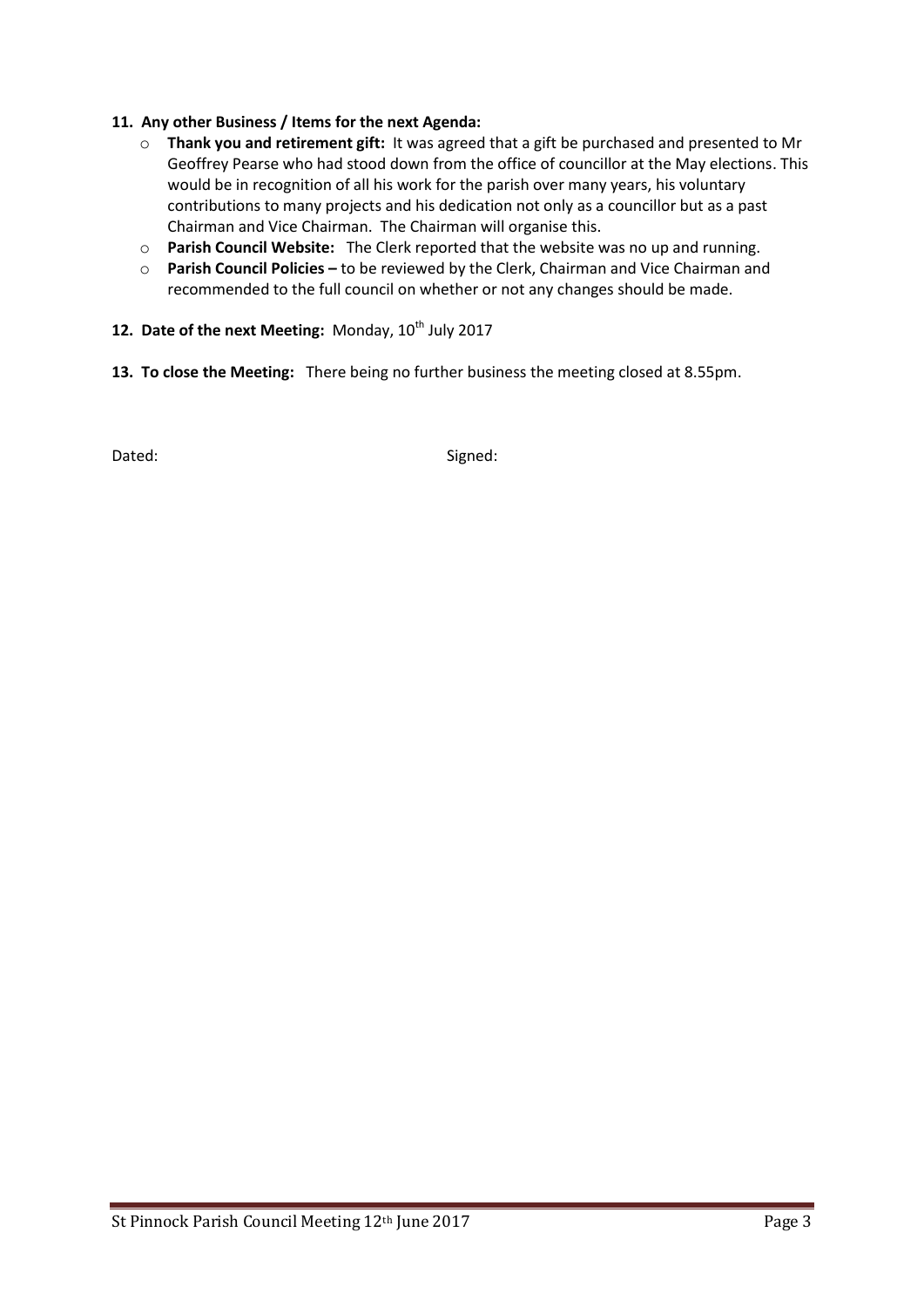**11. Any other Business / Items for the next Agenda:**

- **Thank you and retirement gift:** It was agreed that a gift be purchased and presented to Mr Geoffrey Pearse who had stood down from the office of councillor at the May elections. This would be in recognition of all his work for the parish over many years, his voluntary contributions to many projects and his dedication not only as a councillor but as a past Chairman and Vice Chairman. The Chairman will organise this.
- **Parish Council Website:** The Clerk reported that the website was no up and running.
- **Parish Council Policies –** to be reviewed by the Clerk, Chairman and Vice Chairman and recommended to the full council on whether or not any changes should be made.

**12. Date of the next Meeting:** Monday, 10th July 2017

**13. To close the Meeting:** There being no further business the meeting closed at 8.55pm.

Dated: Signed: